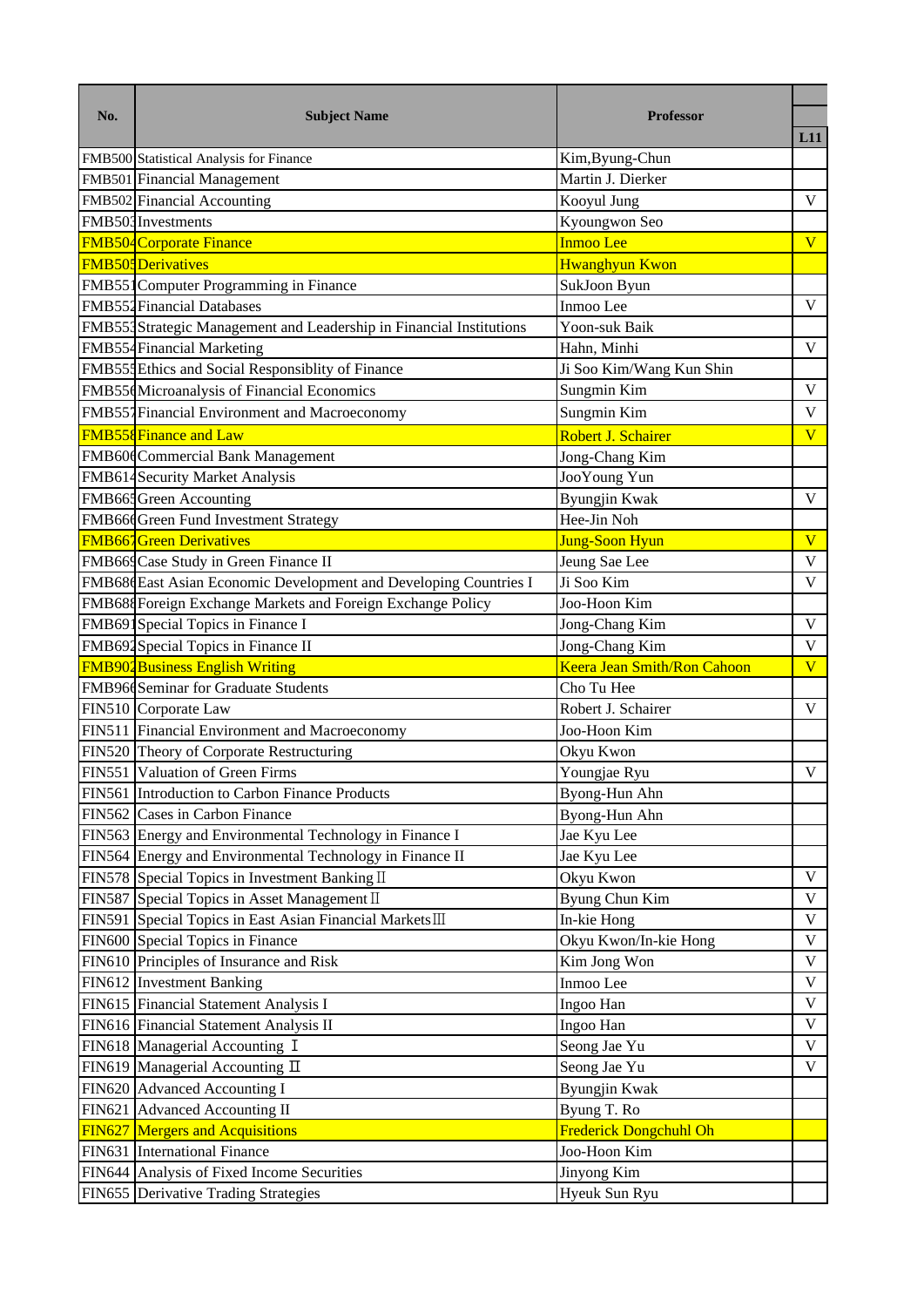| No. | Subject Name | Professor | L11 |
|---|---|---|---|
| FMB500 | Statistical Analysis for Finance | Kim,Byung-Chun | |
| FMB501 | Financial Management | Martin J. Dierker | |
| FMB502 | Financial Accounting | Kooyul Jung | V |
| FMB503 | Investments | Kyoungwon Seo | |
| FMB504 | Corporate Finance | Inmoo Lee | V |
| FMB505 | Derivatives | Hwanghyun Kwon | |
| FMB551 | Computer Programming in Finance | SukJoon Byun | |
| FMB552 | Financial Databases | Inmoo Lee | V |
| FMB553 | Strategic Management and Leadership in Financial Institutions | Yoon-suk Baik | |
| FMB554 | Financial Marketing | Hahn, Minhi | V |
| FMB555 | Ethics and Social Responsiblity of Finance | Ji Soo Kim/Wang Kun Shin | |
| FMB556 | Microanalysis of Financial Economics | Sungmin Kim | V |
| FMB557 | Financial Environment and Macroeconomy | Sungmin Kim | V |
| FMB558 | Finance and Law | Robert J. Schairer | V |
| FMB600 | Commercial Bank Management | Jong-Chang Kim | |
| FMB614 | Security Market Analysis | JooYoung Yun | |
| FMB665 | Green Accounting | Byungjin Kwak | V |
| FMB666 | Green Fund Investment Strategy | Hee-Jin Noh | |
| FMB667 | Green Derivatives | Jung-Soon Hyun | V |
| FMB669 | Case Study in Green Finance II | Jeung Sae Lee | V |
| FMB686 | East Asian Economic Development and Developing Countries I | Ji Soo Kim | V |
| FMB688 | Foreign Exchange Markets and Foreign Exchange Policy | Joo-Hoon Kim | |
| FMB691 | Special Topics in Finance I | Jong-Chang Kim | V |
| FMB692 | Special Topics in Finance II | Jong-Chang Kim | V |
| FMB902 | Business English Writing | Keera Jean Smith/Ron Cahoon | V |
| FMB960 | Seminar for Graduate Students | Cho Tu Hee | |
| FIN510 | Corporate Law | Robert J. Schairer | V |
| FIN511 | Financial Environment and Macroeconomy | Joo-Hoon Kim | |
| FIN520 | Theory of Corporate Restructuring | Okyu Kwon | |
| FIN551 | Valuation of Green Firms | Youngjae Ryu | V |
| FIN561 | Introduction to Carbon Finance Products | Byong-Hun Ahn | |
| FIN562 | Cases in Carbon Finance | Byong-Hun Ahn | |
| FIN563 | Energy and Environmental Technology in Finance I | Jae Kyu Lee | |
| FIN564 | Energy and Environmental Technology in Finance II | Jae Kyu Lee | |
| FIN578 | Special Topics in Investment Banking II | Okyu Kwon | V |
| FIN587 | Special Topics in Asset Management II | Byung Chun Kim | V |
| FIN591 | Special Topics in East Asian Financial Markets III | In-kie Hong | V |
| FIN600 | Special Topics in Finance | Okyu Kwon/In-kie Hong | V |
| FIN610 | Principles of Insurance and Risk | Kim Jong Won | V |
| FIN612 | Investment Banking | Inmoo Lee | V |
| FIN615 | Financial Statement Analysis I | Ingoo Han | V |
| FIN616 | Financial Statement Analysis II | Ingoo Han | V |
| FIN618 | Managerial Accounting I | Seong Jae Yu | V |
| FIN619 | Managerial Accounting II | Seong Jae Yu | V |
| FIN620 | Advanced Accounting I | Byungjin Kwak | |
| FIN621 | Advanced Accounting II | Byung T. Ro | |
| FIN627 | Mergers and Acquisitions | Frederick Dongchuhl Oh | |
| FIN631 | International Finance | Joo-Hoon Kim | |
| FIN644 | Analysis of Fixed Income Securities | Jinyong Kim | |
| FIN655 | Derivative Trading Strategies | Hyeuk Sun Ryu | |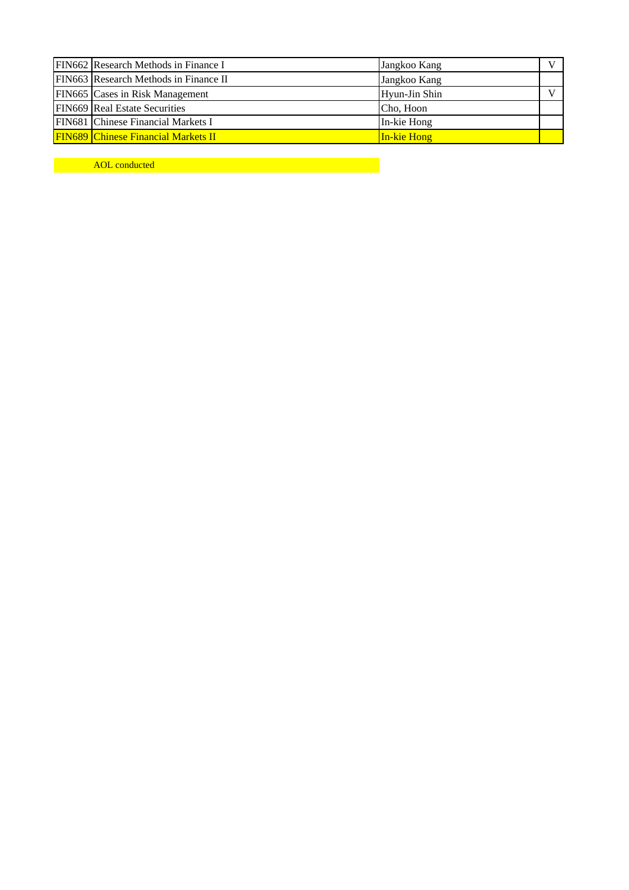| FIN662 | Research Methods in Finance I | Jangkoo Kang | V |
|---|---|---|---|
| FIN663 | Research Methods in Finance II | Jangkoo Kang | |
| FIN665 | Cases in Risk Management | Hyun-Jin Shin | V |
| FIN669 | Real Estate Securities | Cho, Hoon | |
| FIN681 | Chinese Financial Markets I | In-kie Hong | |
| FIN689 | Chinese Financial Markets II | In-kie Hong | |

AOL conducted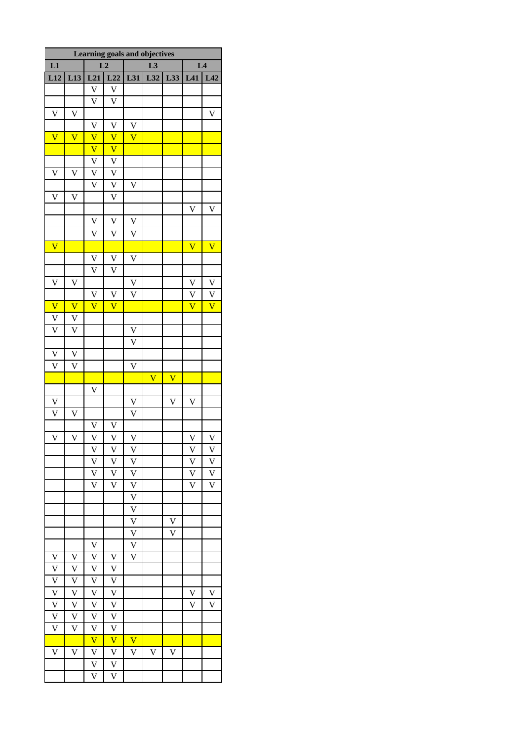| Learning goals and objectives | | | | | | | | |
|---|---|---|---|---|---|---|---|---|
| L1 | | L2 | | L3 | | | L4 | |
| L12 | L13 | L21 | L22 | L31 | L32 | L33 | L41 | L42 |
| | | V | V | | | | | |
| | | V | V | | | | | |
| V | V | | | | | | | V |
| | | V | V | V | | | | |
| V | V | V | V | V | | | | |
| | | V | V | | | | | |
| | | V | V | | | | | |
| V | V | V | V | | | | | |
| | | V | V | V | | | | |
| V | V | | V | | | | | |
| | | | | | | | V | V |
| | | V | V | V | | | | |
| | | V | V | V | | | | |
| V | | | | | | | V | V |
| | | V | V | V | | | | |
| | | V | V | | | | | |
| V | V | | | V | | | V | V |
| | | V | V | V | | | V | V |
| V | V | V | V | | | | V | V |
| V | V | | | | | | | |
| V | V | | | V | | | | |
| | | | | V | | | | |
| V | V | | | | | | | |
| V | V | | | V | | | | |
| | | | | | V | V | | |
| | | V | | | | | | |
| V | | | | V | | V | V | |
| V | V | | | V | | | | |
| | | V | V | | | | | |
| V | V | V | V | V | | | V | V |
| | | V | V | V | | | V | V |
| | | V | V | V | | | V | V |
| | | V | V | V | | | V | V |
| | | V | V | V | | | V | V |
| | | | | V | | | | |
| | | | | V | | | | |
| | | | | V | | V | | |
| | | | | V | | V | | |
| | | V | | V | | | | |
| V | V | V | V | V | | | | |
| V | V | V | V | | | | | |
| V | V | V | V | | | | | |
| V | V | V | V | | | | V | V |
| V | V | V | V | | | | V | V |
| V | V | V | V | | | | | |
| V | V | V | V | | | | | |
| | | V | V | V | | | | |
| V | V | V | V | V | V | V | | |
| | | V | V | | | | | |
| | | V | V | | | | | |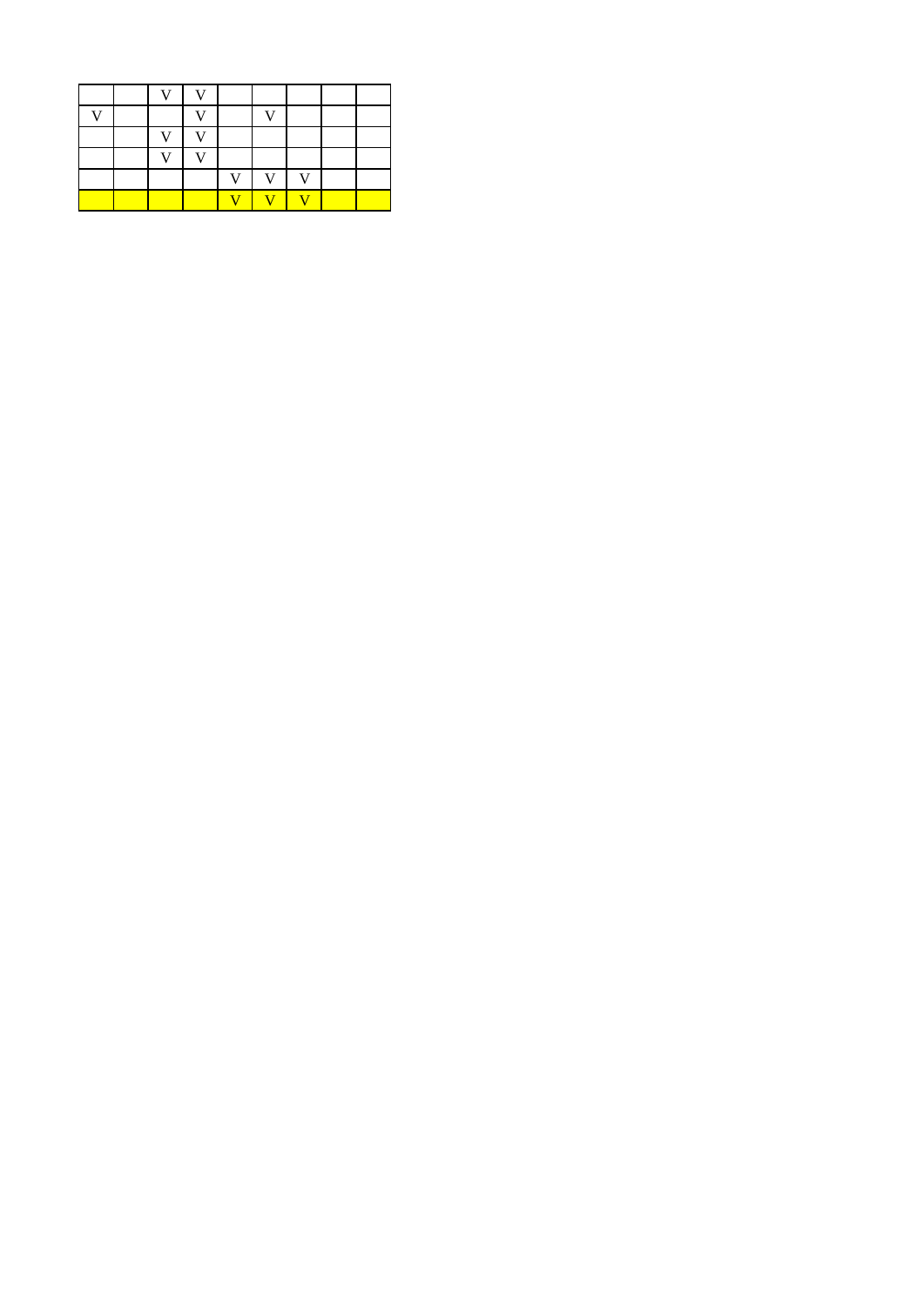| | | | | | | | | |
|---|---|---|---|---|---|---|---|---|
| | | V | V | | | | | |
| V | | | V | | V | | | |
| | | V | V | | | | | |
| | | V | V | | | | | |
| | | | | V | V | V | | |
| | | | | V | V | V | | |